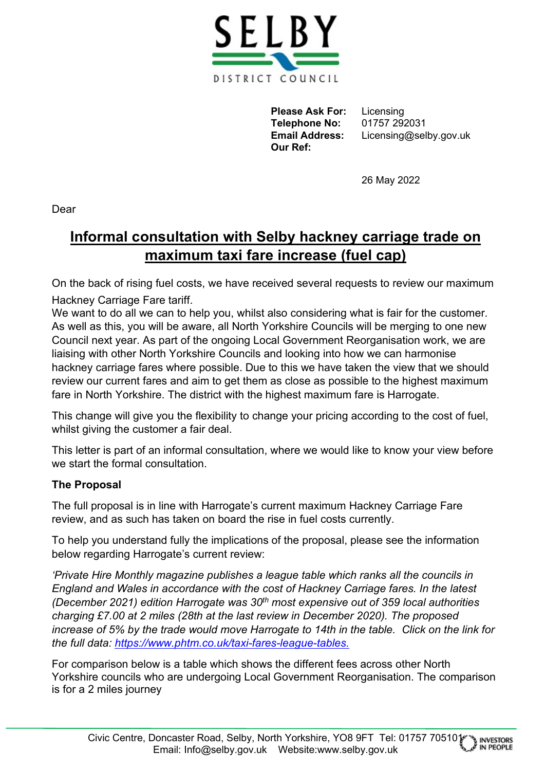SELBY

DISTRICT COUNCIL

| | |
|---|---|
| **Please Ask For:** | Licensing |
| **Telephone No:** | 01757 292031 |
| **Email Address:** | Licensing@selby.gov.uk |
| **Our Ref:** | |

26 May 2022

Dear

## Informal consultation with Selby hackney carriage trade on maximum taxi fare increase (fuel cap)

On the back of rising fuel costs, we have received several requests to review our maximum Hackney Carriage Fare tariff.
We want to do all we can to help you, whilst also considering what is fair for the customer. As well as this, you will be aware, all North Yorkshire Councils will be merging to one new Council next year. As part of the ongoing Local Government Reorganisation work, we are liaising with other North Yorkshire Councils and looking into how we can harmonise hackney carriage fares where possible. Due to this we have taken the view that we should review our current fares and aim to get them as close as possible to the highest maximum fare in North Yorkshire. The district with the highest maximum fare is Harrogate.

This change will give you the flexibility to change your pricing according to the cost of fuel, whilst giving the customer a fair deal.

This letter is part of an informal consultation, where we would like to know your view before we start the formal consultation.

**The Proposal**

The full proposal is in line with Harrogate's current maximum Hackney Carriage Fare review, and as such has taken on board the rise in fuel costs currently.

To help you understand fully the implications of the proposal, please see the information below regarding Harrogate's current review:

*'Private Hire Monthly magazine publishes a league table which ranks all the councils in England and Wales in accordance with the cost of Hackney Carriage fares. In the latest (December 2021) edition Harrogate was 30th most expensive out of 359 local authorities charging £7.00 at 2 miles (28th at the last review in December 2020). The proposed increase of 5% by the trade would move Harrogate to 14th in the table. Click on the link for the full data: [https://www.phtm.co.uk/taxi-fares-league-tables.](https://www.phtm.co.uk/taxi-fares-league-tables)*

For comparison below is a table which shows the different fees across other North Yorkshire councils who are undergoing Local Government Reorganisation. The comparison is for a 2 miles journey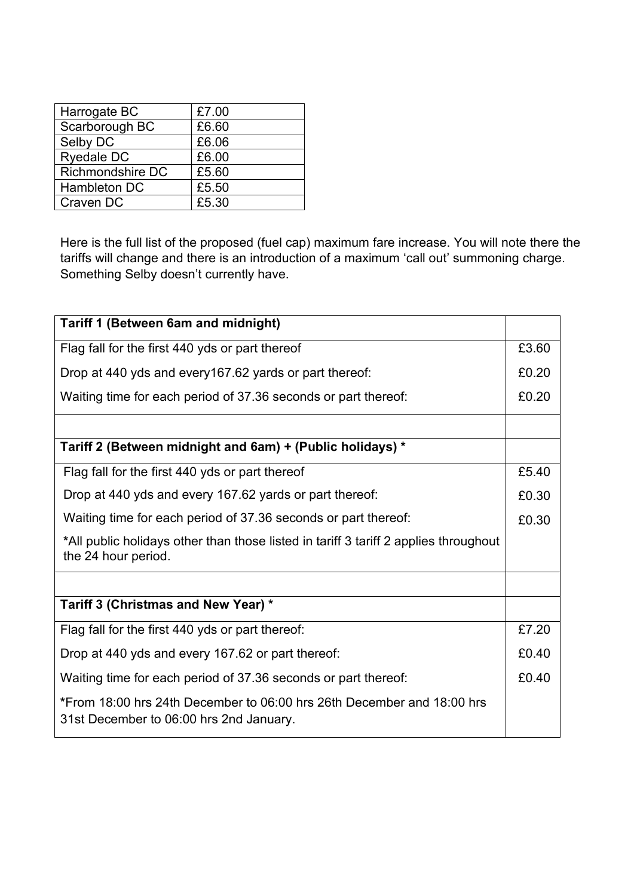| Harrogate BC | £7.00 |
|---|---|
| Scarborough BC | £6.60 |
| Selby DC | £6.06 |
| Ryedale DC | £6.00 |
| Richmondshire DC | £5.60 |
| Hambleton DC | £5.50 |
| Craven DC | £5.30 |

Here is the full list of the proposed (fuel cap) maximum fare increase. You will note there the tariffs will change and there is an introduction of a maximum 'call out' summoning charge. Something Selby doesn't currently have.

| **Tariff 1 (Between 6am and midnight)** | |
|---|---|
| Flag fall for the first 440 yds or part thereof | £3.60 |
| Drop at 440 yds and every167.62 yards or part thereof: | £0.20 |
| Waiting time for each period of 37.36 seconds or part thereof: | £0.20 |
| | |
| **Tariff 2 (Between midnight and 6am) + (Public holidays) *** | |
| Flag fall for the first 440 yds or part thereof | £5.40 |
| Drop at 440 yds and every 167.62 yards or part thereof: | £0.30 |
| Waiting time for each period of 37.36 seconds or part thereof: | £0.30 |
| ***All public holidays other than those listed in tariff 3 tariff 2 applies throughout the 24 hour period. | |
| | |
| **Tariff 3 (Christmas and New Year) *** | |
| Flag fall for the first 440 yds or part thereof: | £7.20 |
| Drop at 440 yds and every 167.62 or part thereof: | £0.40 |
| Waiting time for each period of 37.36 seconds or part thereof: | £0.40 |
| ***From 18:00 hrs 24th December to 06:00 hrs 26th December and 18:00 hrs 31st December to 06:00 hrs 2nd January. | |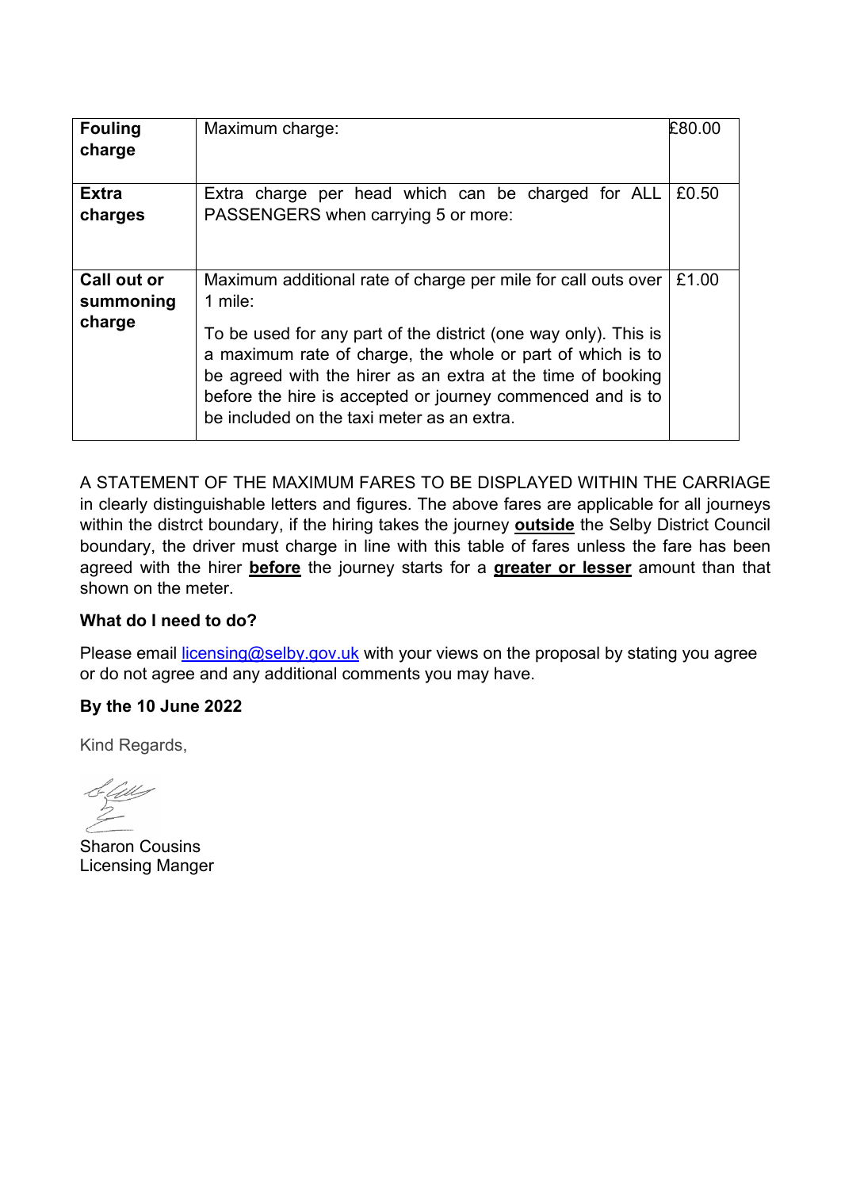| | | |
|---|---|---|
| **Fouling charge** | Maximum charge: | £80.00 |
| **Extra charges** | Extra charge per head which can be charged for ALL PASSENGERS when carrying 5 or more: | £0.50 |
| **Call out or summoning charge** | Maximum additional rate of charge per mile for call outs over 1 mile:<br><br>To be used for any part of the district (one way only). This is a maximum rate of charge, the whole or part of which is to be agreed with the hirer as an extra at the time of booking before the hire is accepted or journey commenced and is to be included on the taxi meter as an extra. | £1.00 |

A STATEMENT OF THE MAXIMUM FARES TO BE DISPLAYED WITHIN THE CARRIAGE in clearly distinguishable letters and figures. The above fares are applicable for all journeys within the distrct boundary, if the hiring takes the journey **outside** the Selby District Council boundary, the driver must charge in line with this table of fares unless the fare has been agreed with the hirer **before** the journey starts for a **greater or lesser** amount than that shown on the meter.

**What do I need to do?**

Please email licensing@selby.gov.uk with your views on the proposal by stating you agree or do not agree and any additional comments you may have.

**By the 10 June 2022**

Kind Regards,

Sharon Cousins
Licensing Manger